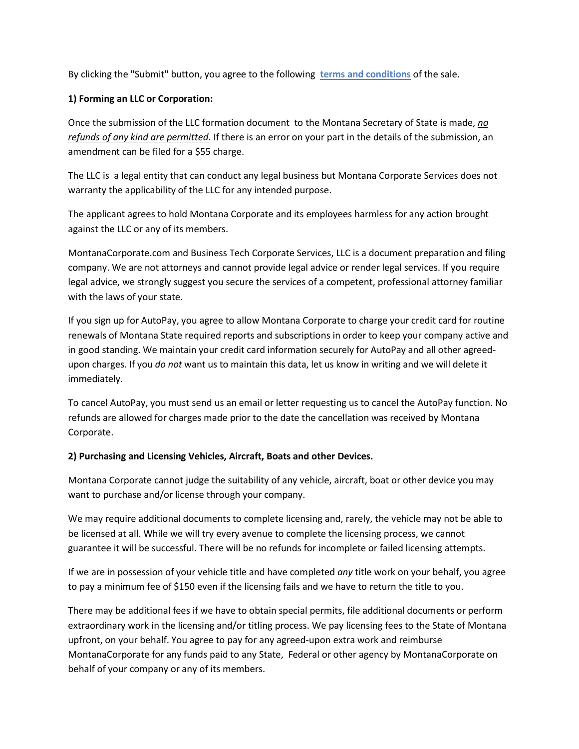By clicking the "Submit" button, you agree to the following **terms and conditions** of the sale.

**1) Forming an LLC or Corporation:**

Once the submission of the LLC formation document to the Montana Secretary of State is made, ***no refunds of any kind are permitted***. If there is an error on your part in the details of the submission, an amendment can be filed for a $55 charge.

The LLC is a legal entity that can conduct any legal business but Montana Corporate Services does not warranty the applicability of the LLC for any intended purpose.

The applicant agrees to hold Montana Corporate and its employees harmless for any action brought against the LLC or any of its members.

MontanaCorporate.com and Business Tech Corporate Services, LLC is a document preparation and filing company. We are not attorneys and cannot provide legal advice or render legal services. If you require legal advice, we strongly suggest you secure the services of a competent, professional attorney familiar with the laws of your state.

If you sign up for AutoPay, you agree to allow Montana Corporate to charge your credit card for routine renewals of Montana State required reports and subscriptions in order to keep your company active and in good standing. We maintain your credit card information securely for AutoPay and all other agreed-upon charges. If you *do not* want us to maintain this data, let us know in writing and we will delete it immediately.

To cancel AutoPay, you must send us an email or letter requesting us to cancel the AutoPay function. No refunds are allowed for charges made prior to the date the cancellation was received by Montana Corporate.

**2) Purchasing and Licensing Vehicles, Aircraft, Boats and other Devices.**

Montana Corporate cannot judge the suitability of any vehicle, aircraft, boat or other device you may want to purchase and/or license through your company.

We may require additional documents to complete licensing and, rarely, the vehicle may not be able to be licensed at all. While we will try every avenue to complete the licensing process, we cannot guarantee it will be successful. There will be no refunds for incomplete or failed licensing attempts.

If we are in possession of your vehicle title and have completed ***any*** title work on your behalf, you agree to pay a minimum fee of $150 even if the licensing fails and we have to return the title to you.

There may be additional fees if we have to obtain special permits, file additional documents or perform extraordinary work in the licensing and/or titling process. We pay licensing fees to the State of Montana upfront, on your behalf. You agree to pay for any agreed-upon extra work and reimburse MontanaCorporate for any funds paid to any State, Federal or other agency by MontanaCorporate on behalf of your company or any of its members.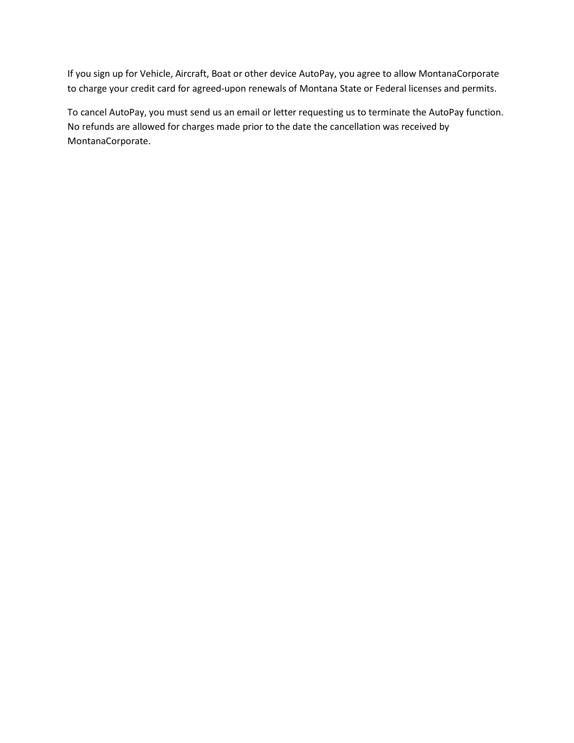If you sign up for Vehicle, Aircraft, Boat or other device AutoPay, you agree to allow MontanaCorporate to charge your credit card for agreed-upon renewals of Montana State or Federal licenses and permits.

To cancel AutoPay, you must send us an email or letter requesting us to terminate the AutoPay function. No refunds are allowed for charges made prior to the date the cancellation was received by MontanaCorporate.